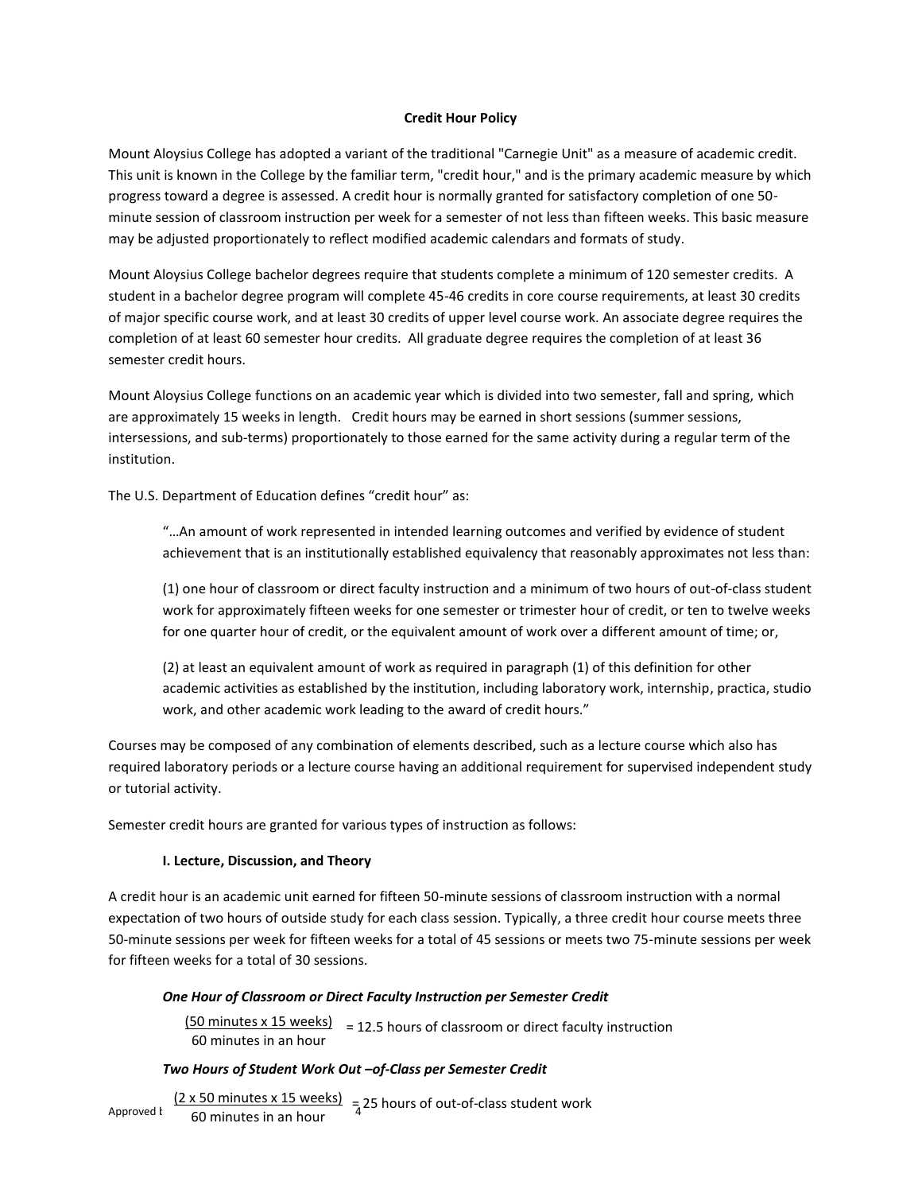# Credit Hour Policy

Mount Aloysius College has adopted a variant of the traditional "Carnegie Unit" as a measure of academic credit. This unit is known in the College by the familiar term, "credit hour," and is the primary academic measure by which progress toward a degree is assessed. A credit hour is normally granted for satisfactory completion of one 50-minute session of classroom instruction per week for a semester of not less than fifteen weeks. This basic measure may be adjusted proportionately to reflect modified academic calendars and formats of study.

Mount Aloysius College bachelor degrees require that students complete a minimum of 120 semester credits. A student in a bachelor degree program will complete 45-46 credits in core course requirements, at least 30 credits of major specific course work, and at least 30 credits of upper level course work. An associate degree requires the completion of at least 60 semester hour credits. All graduate degree requires the completion of at least 36 semester credit hours.

Mount Aloysius College functions on an academic year which is divided into two semester, fall and spring, which are approximately 15 weeks in length. Credit hours may be earned in short sessions (summer sessions, intersessions, and sub-terms) proportionately to those earned for the same activity during a regular term of the institution.

The U.S. Department of Education defines "credit hour" as:

> "…An amount of work represented in intended learning outcomes and verified by evidence of student achievement that is an institutionally established equivalency that reasonably approximates not less than:
>
> (1) one hour of classroom or direct faculty instruction and a minimum of two hours of out-of-class student work for approximately fifteen weeks for one semester or trimester hour of credit, or ten to twelve weeks for one quarter hour of credit, or the equivalent amount of work over a different amount of time; or,
>
> (2) at least an equivalent amount of work as required in paragraph (1) of this definition for other academic activities as established by the institution, including laboratory work, internship, practica, studio work, and other academic work leading to the award of credit hours."

Courses may be composed of any combination of elements described, such as a lecture course which also has required laboratory periods or a lecture course having an additional requirement for supervised independent study or tutorial activity.

Semester credit hours are granted for various types of instruction as follows:

## I. Lecture, Discussion, and Theory

A credit hour is an academic unit earned for fifteen 50-minute sessions of classroom instruction with a normal expectation of two hours of outside study for each class session. Typically, a three credit hour course meets three 50-minute sessions per week for fifteen weeks for a total of 45 sessions or meets two 75-minute sessions per week for fifteen weeks for a total of 30 sessions.

***One Hour of Classroom or Direct Faculty Instruction per Semester Credit***

$$\frac{\text{(50 minutes x 15 weeks)}}{\text{60 minutes in an hour}} = \text{12.5 hours of classroom or direct faculty instruction}$$

***Two Hours of Student Work Out –of-Class per Semester Credit***

$$\frac{\text{(2 x 50 minutes x 15 weeks)}}{\text{60 minutes in an hour}} = \text{25 hours of out-of-class student work}$$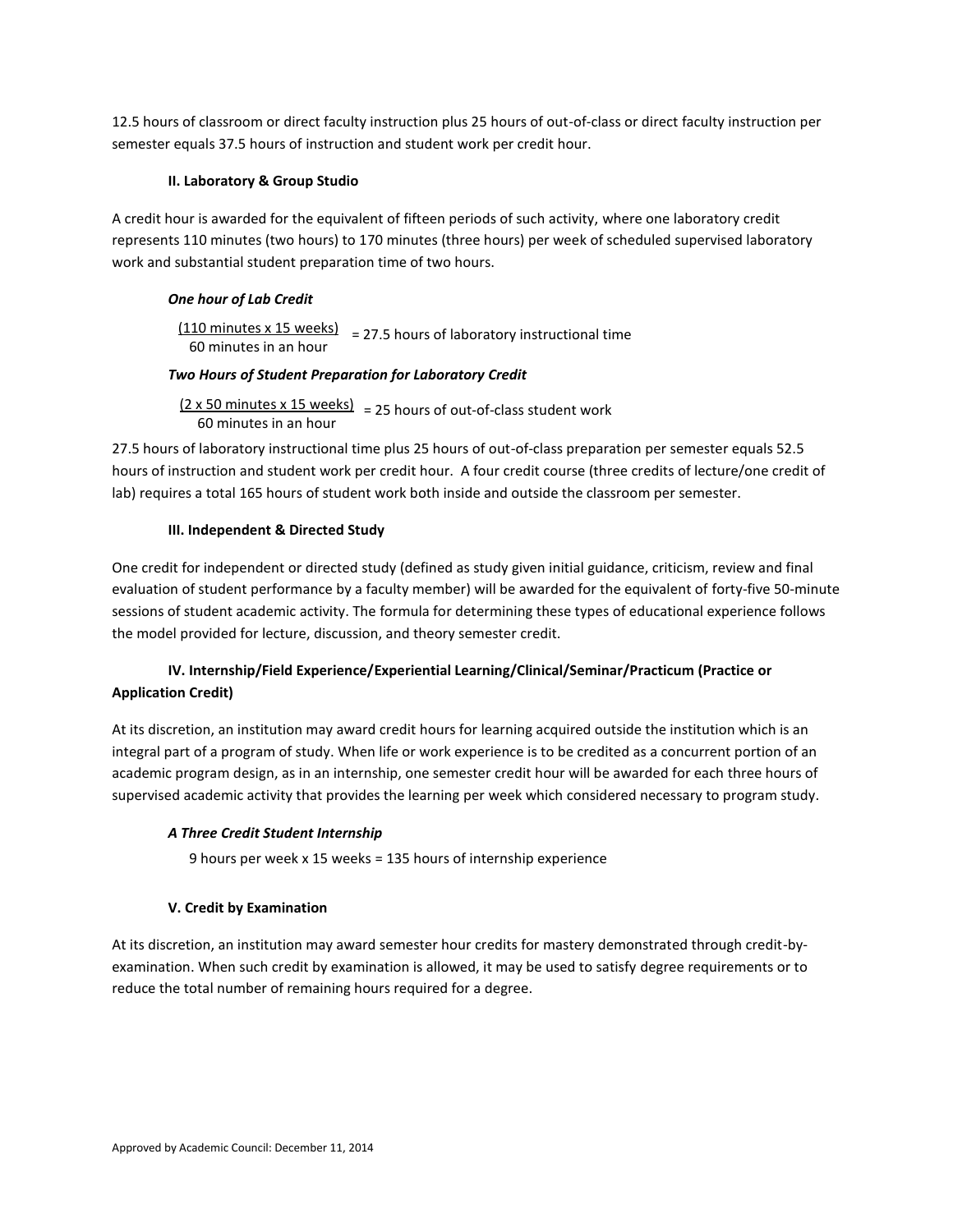12.5 hours of classroom or direct faculty instruction plus 25 hours of out-of-class or direct faculty instruction per semester equals 37.5 hours of instruction and student work per credit hour.

### II. Laboratory & Group Studio

A credit hour is awarded for the equivalent of fifteen periods of such activity, where one laboratory credit represents 110 minutes (two hours) to 170 minutes (three hours) per week of scheduled supervised laboratory work and substantial student preparation time of two hours.

***One hour of Lab Credit***

$$\frac{\text{110 minutes x 15 weeks}}{\text{60 minutes in an hour}} = \text{27.5 hours of laboratory instructional time}$$

***Two Hours of Student Preparation for Laboratory Credit***

$$\frac{\text{2 x 50 minutes x 15 weeks}}{\text{60 minutes in an hour}} = \text{25 hours of out-of-class student work}$$

27.5 hours of laboratory instructional time plus 25 hours of out-of-class preparation per semester equals 52.5 hours of instruction and student work per credit hour. A four credit course (three credits of lecture/one credit of lab) requires a total 165 hours of student work both inside and outside the classroom per semester.

### III. Independent & Directed Study

One credit for independent or directed study (defined as study given initial guidance, criticism, review and final evaluation of student performance by a faculty member) will be awarded for the equivalent of forty-five 50-minute sessions of student academic activity. The formula for determining these types of educational experience follows the model provided for lecture, discussion, and theory semester credit.

### IV. Internship/Field Experience/Experiential Learning/Clinical/Seminar/Practicum (Practice or Application Credit)

At its discretion, an institution may award credit hours for learning acquired outside the institution which is an integral part of a program of study. When life or work experience is to be credited as a concurrent portion of an academic program design, as in an internship, one semester credit hour will be awarded for each three hours of supervised academic activity that provides the learning per week which considered necessary to program study.

***A Three Credit Student Internship***

9 hours per week x 15 weeks = 135 hours of internship experience

### V. Credit by Examination

At its discretion, an institution may award semester hour credits for mastery demonstrated through credit-by-examination. When such credit by examination is allowed, it may be used to satisfy degree requirements or to reduce the total number of remaining hours required for a degree.

Approved by Academic Council: December 11, 2014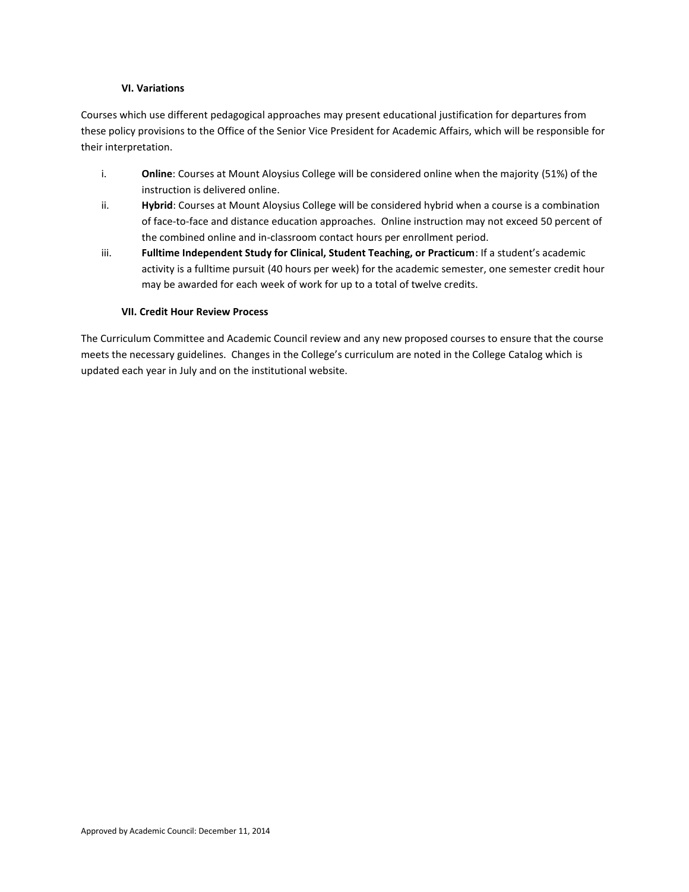### VI. Variations

Courses which use different pedagogical approaches may present educational justification for departures from these policy provisions to the Office of the Senior Vice President for Academic Affairs, which will be responsible for their interpretation.

i. **Online**: Courses at Mount Aloysius College will be considered online when the majority (51%) of the instruction is delivered online.

ii. **Hybrid**: Courses at Mount Aloysius College will be considered hybrid when a course is a combination of face-to-face and distance education approaches. Online instruction may not exceed 50 percent of the combined online and in-classroom contact hours per enrollment period.

iii. **Fulltime Independent Study for Clinical, Student Teaching, or Practicum**: If a student's academic activity is a fulltime pursuit (40 hours per week) for the academic semester, one semester credit hour may be awarded for each week of work for up to a total of twelve credits.

### VII. Credit Hour Review Process

The Curriculum Committee and Academic Council review and any new proposed courses to ensure that the course meets the necessary guidelines. Changes in the College's curriculum are noted in the College Catalog which is updated each year in July and on the institutional website.

Approved by Academic Council: December 11, 2014